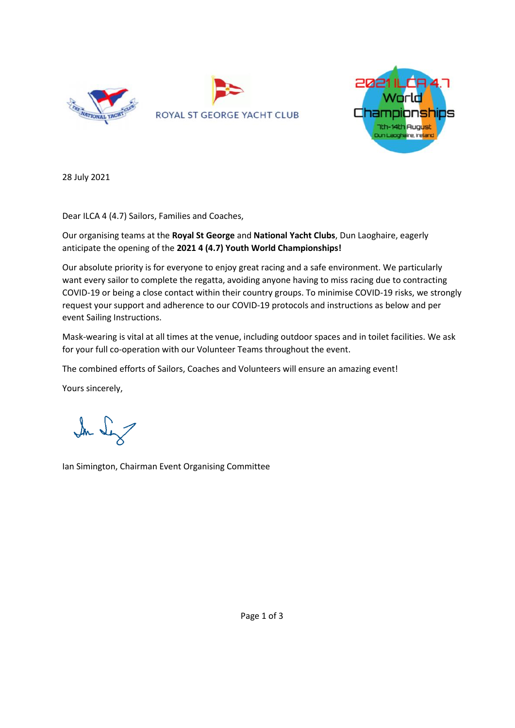ROYAL ST GEORGE YACHT CLUB

2021 ILCA 4.7 World Championships
7th-14th August
Dun Laoghaire, Ireland

28 July 2021

Dear ILCA 4 (4.7) Sailors, Families and Coaches,

Our organising teams at the **Royal St George** and **National Yacht Clubs**, Dun Laoghaire, eagerly anticipate the opening of the **2021 4 (4.7) Youth World Championships!**

Our absolute priority is for everyone to enjoy great racing and a safe environment. We particularly want every sailor to complete the regatta, avoiding anyone having to miss racing due to contracting COVID-19 or being a close contact within their country groups. To minimise COVID-19 risks, we strongly request your support and adherence to our COVID-19 protocols and instructions as below and per event Sailing Instructions.

Mask-wearing is vital at all times at the venue, including outdoor spaces and in toilet facilities. We ask for your full co-operation with our Volunteer Teams throughout the event.

The combined efforts of Sailors, Coaches and Volunteers will ensure an amazing event!

Yours sincerely,

Ian Simington, Chairman Event Organising Committee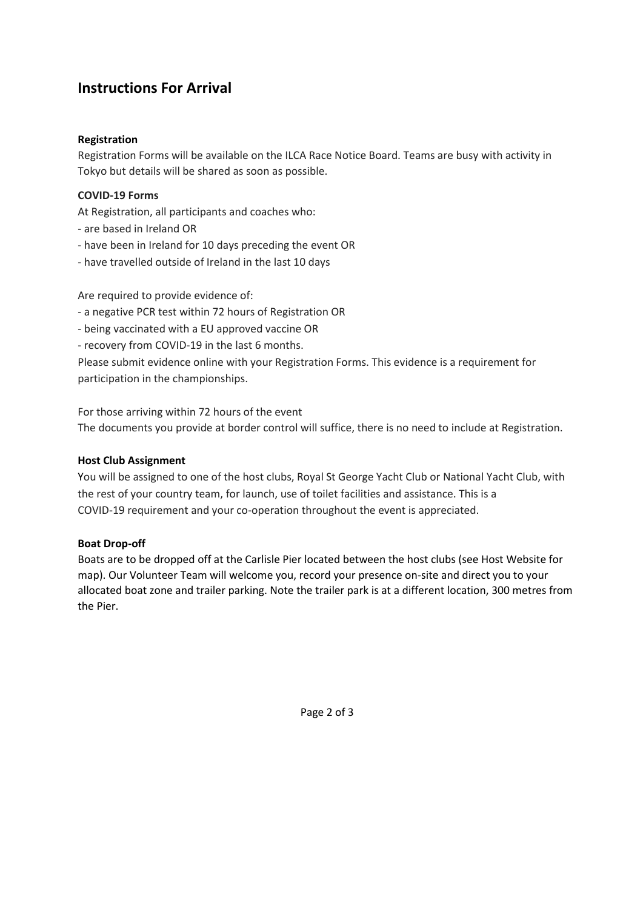# Instructions For Arrival

**Registration**

Registration Forms will be available on the ILCA Race Notice Board. Teams are busy with activity in Tokyo but details will be shared as soon as possible.

**COVID-19 Forms**

At Registration, all participants and coaches who:

- are based in Ireland OR
- have been in Ireland for 10 days preceding the event OR
- have travelled outside of Ireland in the last 10 days

Are required to provide evidence of:

- a negative PCR test within 72 hours of Registration OR
- being vaccinated with a EU approved vaccine OR
- recovery from COVID-19 in the last 6 months.

Please submit evidence online with your Registration Forms. This evidence is a requirement for participation in the championships.

For those arriving within 72 hours of the event
The documents you provide at border control will suffice, there is no need to include at Registration.

**Host Club Assignment**

You will be assigned to one of the host clubs, Royal St George Yacht Club or National Yacht Club, with the rest of your country team, for launch, use of toilet facilities and assistance. This is a COVID-19 requirement and your co-operation throughout the event is appreciated.

**Boat Drop-off**

Boats are to be dropped off at the Carlisle Pier located between the host clubs (see Host Website for map). Our Volunteer Team will welcome you, record your presence on-site and direct you to your allocated boat zone and trailer parking. Note the trailer park is at a different location, 300 metres from the Pier.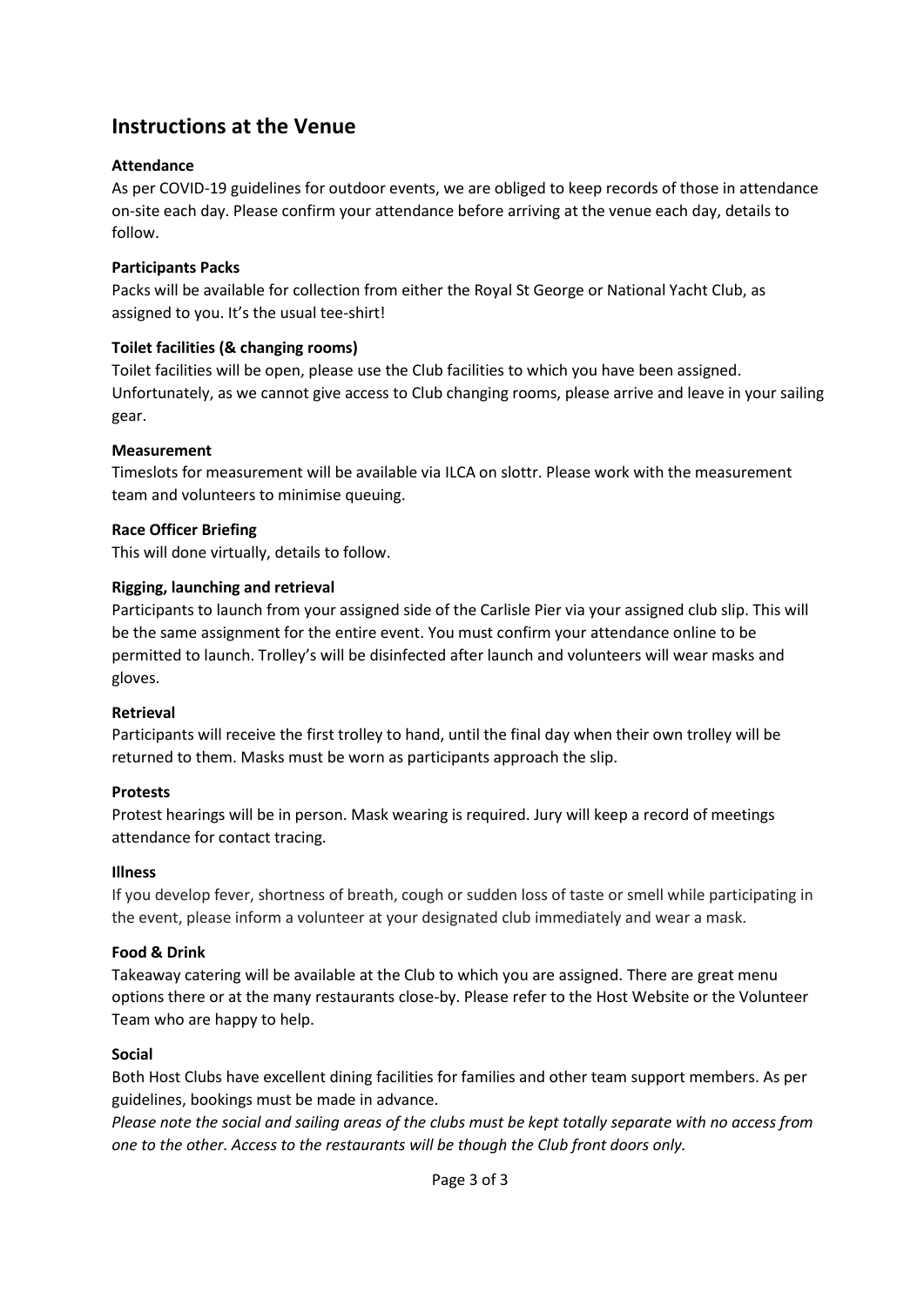## Instructions at the Venue

**Attendance**

As per COVID-19 guidelines for outdoor events, we are obliged to keep records of those in attendance on-site each day. Please confirm your attendance before arriving at the venue each day, details to follow.

**Participants Packs**

Packs will be available for collection from either the Royal St George or National Yacht Club, as assigned to you. It's the usual tee-shirt!

**Toilet facilities (& changing rooms)**

Toilet facilities will be open, please use the Club facilities to which you have been assigned. Unfortunately, as we cannot give access to Club changing rooms, please arrive and leave in your sailing gear.

**Measurement**

Timeslots for measurement will be available via ILCA on slottr. Please work with the measurement team and volunteers to minimise queuing.

**Race Officer Briefing**

This will done virtually, details to follow.

**Rigging, launching and retrieval**

Participants to launch from your assigned side of the Carlisle Pier via your assigned club slip. This will be the same assignment for the entire event. You must confirm your attendance online to be permitted to launch. Trolley's will be disinfected after launch and volunteers will wear masks and gloves.

**Retrieval**

Participants will receive the first trolley to hand, until the final day when their own trolley will be returned to them. Masks must be worn as participants approach the slip.

**Protests**

Protest hearings will be in person. Mask wearing is required. Jury will keep a record of meetings attendance for contact tracing.

**Illness**

If you develop fever, shortness of breath, cough or sudden loss of taste or smell while participating in the event, please inform a volunteer at your designated club immediately and wear a mask.

**Food & Drink**

Takeaway catering will be available at the Club to which you are assigned. There are great menu options there or at the many restaurants close-by. Please refer to the Host Website or the Volunteer Team who are happy to help.

**Social**

Both Host Clubs have excellent dining facilities for families and other team support members. As per guidelines, bookings must be made in advance.

*Please note the social and sailing areas of the clubs must be kept totally separate with no access from one to the other. Access to the restaurants will be though the Club front doors only.*